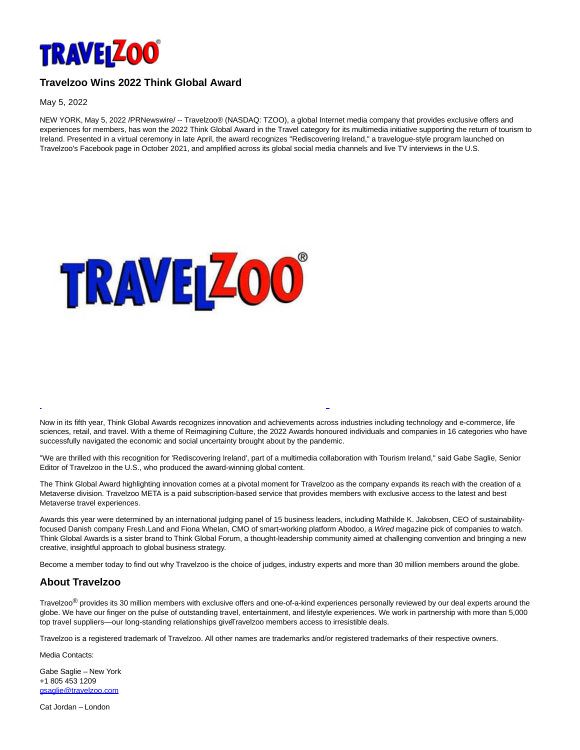# Travelzoo Wins 2022 Think Global Award

May 5, 2022

NEW YORK, May 5, 2022 /PRNewswire/ -- Travelzoo® (NASDAQ: TZOO), a global Internet media company that provides exclusive offers and experiences for members, has won the 2022 Think Global Award in the Travel category for its multimedia initiative supporting the return of tourism to Ireland. Presented in a virtual ceremony in late April, the award recognizes "Rediscovering Ireland," a travelogue-style program launched on Travelzoo's Facebook page in October 2021, and amplified across its global social media channels and live TV interviews in the U.S.

Now in its fifth year, Think Global Awards recognizes innovation and achievements across industries including technology and e-commerce, life sciences, retail, and travel. With a theme of Reimagining Culture, the 2022 Awards honoured individuals and companies in 16 categories who have successfully navigated the economic and social uncertainty brought about by the pandemic.

"We are thrilled with this recognition for 'Rediscovering Ireland', part of a multimedia collaboration with Tourism Ireland," said Gabe Saglie, Senior Editor of Travelzoo in the U.S., who produced the award-winning global content.

The Think Global Award highlighting innovation comes at a pivotal moment for Travelzoo as the company expands its reach with the creation of a Metaverse division. Travelzoo META is a paid subscription-based service that provides members with exclusive access to the latest and best Metaverse travel experiences.

Awards this year were determined by an international judging panel of 15 business leaders, including Mathilde K. Jakobsen, CEO of sustainability-focused Danish company Fresh.Land and Fiona Whelan, CMO of smart-working platform Abodoo, a *Wired* magazine pick of companies to watch. Think Global Awards is a sister brand to Think Global Forum, a thought-leadership community aimed at challenging convention and bringing a new creative, insightful approach to global business strategy.

Become a member today to find out why Travelzoo is the choice of judges, industry experts and more than 30 million members around the globe.

## About Travelzoo

Travelzoo® provides its 30 million members with exclusive offers and one-of-a-kind experiences personally reviewed by our deal experts around the globe. We have our finger on the pulse of outstanding travel, entertainment, and lifestyle experiences. We work in partnership with more than 5,000 top travel suppliers—our long-standing relationships give Travelzoo members access to irresistible deals.

Travelzoo is a registered trademark of Travelzoo. All other names are trademarks and/or registered trademarks of their respective owners.

Media Contacts:

Gabe Saglie – New York
+1 805 453 1209
gsaglie@travelzoo.com

Cat Jordan – London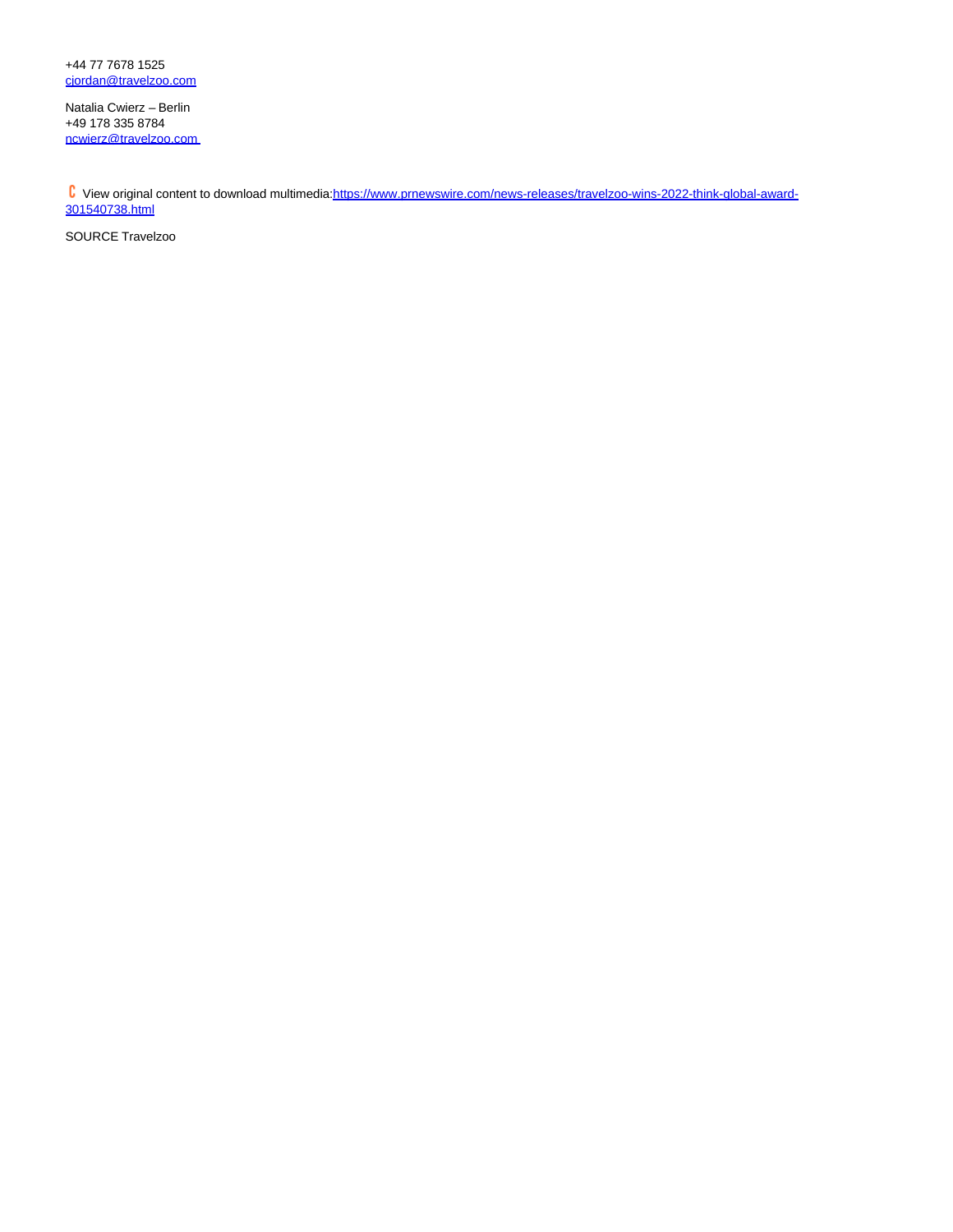+44 77 7678 1525
cjordan@travelzoo.com

Natalia Cwierz – Berlin
+49 178 335 8784
ncwierz@travelzoo.com

View original content to download multimedia:https://www.prnewswire.com/news-releases/travelzoo-wins-2022-think-global-award-301540738.html

SOURCE Travelzoo